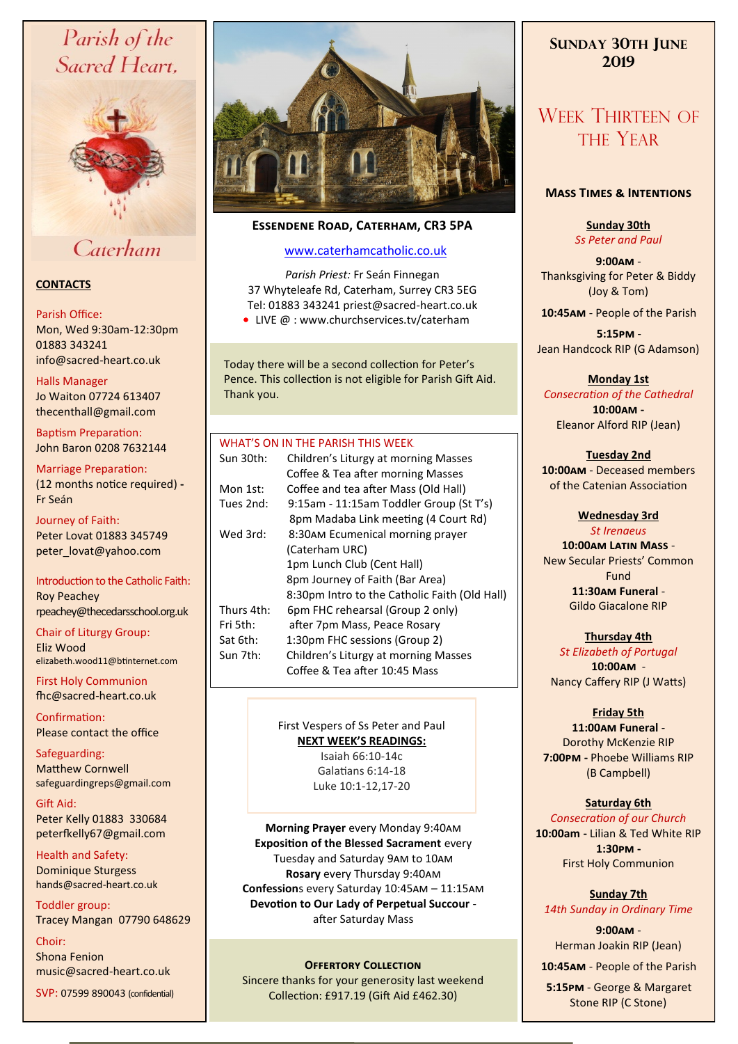# Parish of the Sacred Heart, Caterham

## CONTACTS

Parish Office:
Mon, Wed 9:30am-12:30pm
01883 343241
info@sacred-heart.co.uk

Halls Manager
Jo Waiton 07724 613407
thecenthall@gmail.com

Baptism Preparation:
John Baron 0208 7632144

Marriage Preparation:
(12 months notice required) - Fr Seán

Journey of Faith:
Peter Lovat 01883 345749
peter_lovat@yahoo.com

Introduction to the Catholic Faith:
Roy Peachey
rpeachey@thecedarsschool.org.uk

Chair of Liturgy Group:
Eliz Wood
elizabeth.wood11@btinternet.com

First Holy Communion
fhc@sacred-heart.co.uk

Confirmation:
Please contact the office

Safeguarding:
Matthew Cornwell
safeguardingreps@gmail.com

Gift Aid:
Peter Kelly 01883 330684
peterfkelly67@gmail.com

Health and Safety:
Dominique Sturgess
hands@sacred-heart.co.uk

Toddler group:
Tracey Mangan 07790 648629

Choir:
Shona Fenion
music@sacred-heart.co.uk

SVP: 07599 890043 (confidential)

**ESSENDENE ROAD, CATERHAM, CR3 5PA**

www.caterhamcatholic.co.uk

*Parish Priest:* Fr Seán Finnegan
37 Whyteleafe Rd, Caterham, Surrey CR3 5EG
Tel: 01883 343241 priest@sacred-heart.co.uk
- LIVE @ : www.churchservices.tv/caterham

Today there will be a second collection for Peter's Pence. This collection is not eligible for Parish Gift Aid. Thank you.

## WHAT'S ON IN THE PARISH THIS WEEK

| | |
|---|---|
| Sun 30th: | Children's Liturgy at morning Masses |
| | Coffee & Tea after morning Masses |
| Mon 1st: | Coffee and tea after Mass (Old Hall) |
| Tues 2nd: | 9:15am - 11:15am Toddler Group (St T's) |
| | 8pm Madaba Link meeting (4 Court Rd) |
| Wed 3rd: | 8:30AM Ecumenical morning prayer (Caterham URC) |
| | 1pm Lunch Club (Cent Hall) |
| | 8pm Journey of Faith (Bar Area) |
| | 8:30pm Intro to the Catholic Faith (Old Hall) |
| Thurs 4th: | 6pm FHC rehearsal (Group 2 only) |
| Fri 5th: | after 7pm Mass, Peace Rosary |
| Sat 6th: | 1:30pm FHC sessions (Group 2) |
| Sun 7th: | Children's Liturgy at morning Masses |
| | Coffee & Tea after 10:45 Mass |

First Vespers of Ss Peter and Paul

**NEXT WEEK'S READINGS:**
Isaiah 66:10-14c
Galatians 6:14-18
Luke 10:1-12,17-20

**Morning Prayer** every Monday 9:40AM
**Exposition of the Blessed Sacrament** every Tuesday and Saturday 9AM to 10AM
**Rosary** every Thursday 9:40AM
**Confessions** every Saturday 10:45AM – 11:15AM
**Devotion to Our Lady of Perpetual Succour** - after Saturday Mass

**OFFERTORY COLLECTION**
Sincere thanks for your generosity last weekend
Collection: £917.19 (Gift Aid £462.30)

## SUNDAY 30TH JUNE 2019

## WEEK THIRTEEN OF THE YEAR

### MASS TIMES & INTENTIONS

**Sunday 30th**
*Ss Peter and Paul*
**9:00AM** - Thanksgiving for Peter & Biddy (Joy & Tom)
**10:45AM** - People of the Parish
**5:15PM** - Jean Handcock RIP (G Adamson)

**Monday 1st**
*Consecration of the Cathedral*
**10:00AM** - Eleanor Alford RIP (Jean)

**Tuesday 2nd**
**10:00AM** - Deceased members of the Catenian Association

**Wednesday 3rd**
*St Irenaeus*
**10:00AM LATIN MASS** - New Secular Priests' Common Fund
**11:30AM Funeral** - Gildo Giacalone RIP

**Thursday 4th**
*St Elizabeth of Portugal*
**10:00AM** - Nancy Caffery RIP (J Watts)

**Friday 5th**
**11:00AM Funeral** - Dorothy McKenzie RIP
**7:00PM** - Phoebe Williams RIP (B Campbell)

**Saturday 6th**
*Consecration of our Church*
**10:00am** - Lilian & Ted White RIP
**1:30PM** - First Holy Communion

**Sunday 7th**
*14th Sunday in Ordinary Time*
**9:00AM** - Herman Joakin RIP (Jean)
**10:45AM** - People of the Parish
**5:15PM** - George & Margaret Stone RIP (C Stone)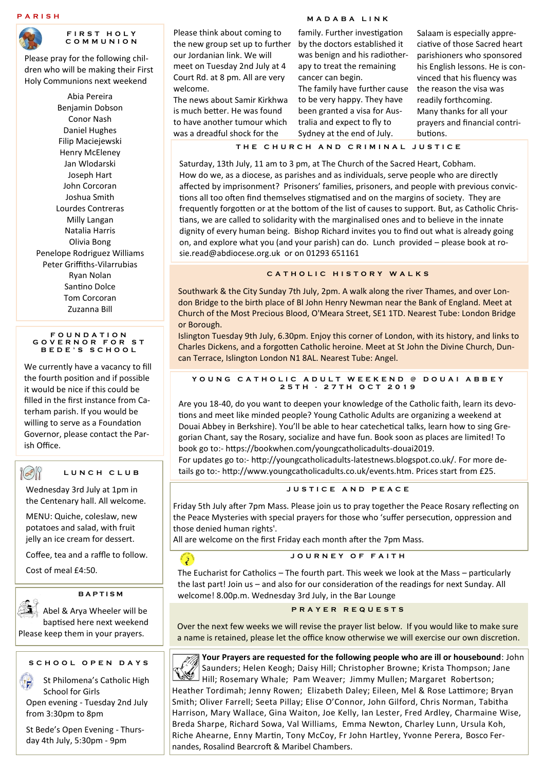PARISH

### FIRST HOLY COMMUNION

Please pray for the following children who will be making their First Holy Communions next weekend

Abia Pereira
Benjamin Dobson
Conor Nash
Daniel Hughes
Filip Maciejewski
Henry McEleney
Jan Wlodarski
Joseph Hart
John Corcoran
Joshua Smith
Lourdes Contreras
Milly Langan
Natalia Harris
Olivia Bong
Penelope Rodriguez Williams
Peter Griffiths-Vilarrubias
Ryan Nolan
Santino Dolce
Tom Corcoran
Zuzanna Bill

### FOUNDATION GOVERNOR FOR ST BEDE'S SCHOOL

We currently have a vacancy to fill the fourth position and if possible it would be nice if this could be filled in the first instance from Caterham parish. If you would be willing to serve as a Foundation Governor, please contact the Parish Office.

### LUNCH CLUB

Wednesday 3rd July at 1pm in the Centenary hall. All welcome.

MENU: Quiche, coleslaw, new potatoes and salad, with fruit jelly an ice cream for dessert.

Coffee, tea and a raffle to follow.

Cost of meal £4:50.

### BAPTISM

Abel & Arya Wheeler will be baptised here next weekend
Please keep them in your prayers.

### SCHOOL OPEN DAYS

St Philomena's Catholic High School for Girls
Open evening - Tuesday 2nd July from 3:30pm to 8pm

St Bede's Open Evening - Thursday 4th July, 5:30pm - 9pm

### MADABA LINK

Please think about coming to the new group set up to further our Jordanian link. We will meet on Tuesday 2nd July at 4 Court Rd. at 8 pm. All are very welcome.

The news about Samir Kirkhwa is much better. He was found to have another tumour which was a dreadful shock for the family. Further investigation by the doctors established it was benign and his radiotherapy to treat the remaining cancer can begin.

The family have further cause to be very happy. They have been granted a visa for Australia and expect to fly to Sydney at the end of July.

Salaam is especially appreciative of those Sacred heart parishioners who sponsored his English lessons. He is convinced that his fluency was the reason the visa was readily forthcoming.

Many thanks for all your prayers and financial contributions.

### THE CHURCH AND CRIMINAL JUSTICE

Saturday, 13th July, 11 am to 3 pm, at The Church of the Sacred Heart, Cobham.
How do we, as a diocese, as parishes and as individuals, serve people who are directly affected by imprisonment? Prisoners' families, prisoners, and people with previous convictions all too often find themselves stigmatised and on the margins of society. They are frequently forgotten or at the bottom of the list of causes to support. But, as Catholic Christians, we are called to solidarity with the marginalised ones and to believe in the innate dignity of every human being. Bishop Richard invites you to find out what is already going on, and explore what you (and your parish) can do. Lunch provided – please book at rosie.read@abdiocese.org.uk or on 01293 651161

### CATHOLIC HISTORY WALKS

Southwark & the City Sunday 7th July, 2pm. A walk along the river Thames, and over London Bridge to the birth place of Bl John Henry Newman near the Bank of England. Meet at Church of the Most Precious Blood, O'Meara Street, SE1 1TD. Nearest Tube: London Bridge or Borough.
Islington Tuesday 9th July, 6.30pm. Enjoy this corner of London, with its history, and links to Charles Dickens, and a forgotten Catholic heroine. Meet at St John the Divine Church, Duncan Terrace, Islington London N1 8AL. Nearest Tube: Angel.

### YOUNG CATHOLIC ADULT WEEKEND @ DOUAI ABBEY 25TH - 27TH OCT 2019

Are you 18-40, do you want to deepen your knowledge of the Catholic faith, learn its devotions and meet like minded people? Young Catholic Adults are organizing a weekend at Douai Abbey in Berkshire). You'll be able to hear catechetical talks, learn how to sing Gregorian Chant, say the Rosary, socialize and have fun. Book soon as places are limited! To book go to:- https://bookwhen.com/youngcatholicadults-douai2019.
For updates go to:- http://youngcatholicadults-latestnews.blogspot.co.uk/. For more details go to:- http://www.youngcatholicadults.co.uk/events.htm. Prices start from £25.

### JUSTICE AND PEACE

Friday 5th July after 7pm Mass. Please join us to pray together the Peace Rosary reflecting on the Peace Mysteries with special prayers for those who 'suffer persecution, oppression and those denied human rights'.
All are welcome on the first Friday each month after the 7pm Mass.

### JOURNEY OF FAITH

The Eucharist for Catholics – The fourth part. This week we look at the Mass – particularly the last part! Join us – and also for our consideration of the readings for next Sunday. All welcome! 8.00p.m. Wednesday 3rd July, in the Bar Lounge

### PRAYER REQUESTS

Over the next few weeks we will revise the prayer list below. If you would like to make sure a name is retained, please let the office know otherwise we will exercise our own discretion.

**Your Prayers are requested for the following people who are ill or housebound**: John Saunders; Helen Keogh; Daisy Hill; Christopher Browne; Krista Thompson; Jane Hill; Rosemary Whale; Pam Weaver; Jimmy Mullen; Margaret Robertson; Heather Tordimah; Jenny Rowen; Elizabeth Daley; Eileen, Mel & Rose Lattimore; Bryan Smith; Oliver Farrell; Seeta Pillay; Elise O'Connor, John Gilford, Chris Norman, Tabitha Harrison, Mary Wallace, Gina Waiton, Joe Kelly, Ian Lester, Fred Ardley, Charmaine Wise, Breda Sharpe, Richard Sowa, Val Williams, Emma Newton, Charley Lunn, Ursula Koh, Riche Ahearne, Enny Martin, Tony McCoy, Fr John Hartley, Yvonne Perera, Bosco Fernandes, Rosalind Bearcroft & Maribel Chambers.